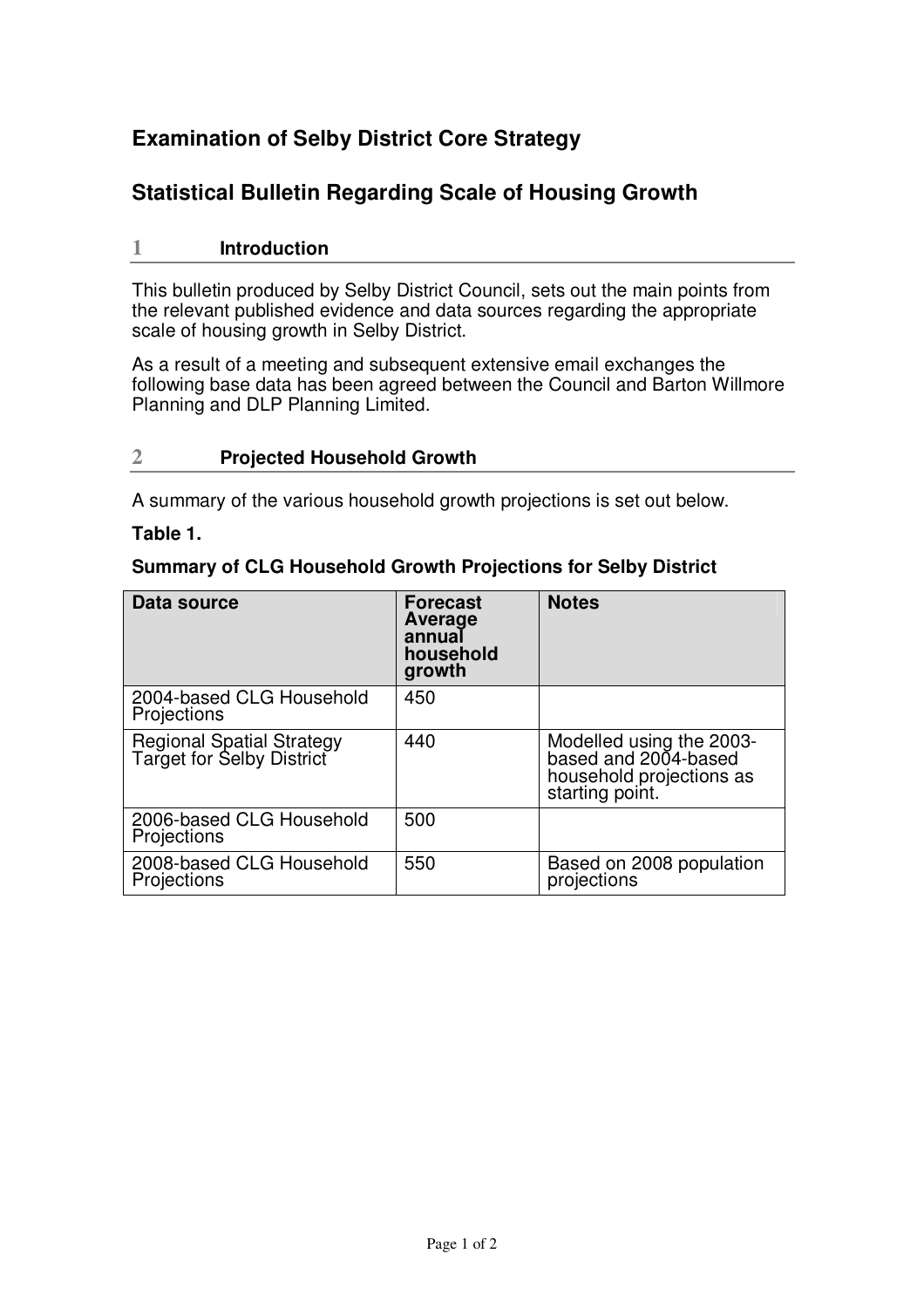# Examination of Selby District Core Strategy

## Statistical Bulletin Regarding Scale of Housing Growth

### 1 Introduction

This bulletin produced by Selby District Council, sets out the main points from the relevant published evidence and data sources regarding the appropriate scale of housing growth in Selby District.

As a result of a meeting and subsequent extensive email exchanges the following base data has been agreed between the Council and Barton Willmore Planning and DLP Planning Limited.

### 2 Projected Household Growth

A summary of the various household growth projections is set out below.

**Table 1.**

**Summary of CLG Household Growth Projections for Selby District**

| Data source | Forecast Average annual household growth | Notes |
|---|---|---|
| 2004-based CLG Household Projections | 450 | |
| Regional Spatial Strategy Target for Selby District | 440 | Modelled using the 2003-based and 2004-based household projections as starting point. |
| 2006-based CLG Household Projections | 500 | |
| 2008-based CLG Household Projections | 550 | Based on 2008 population projections |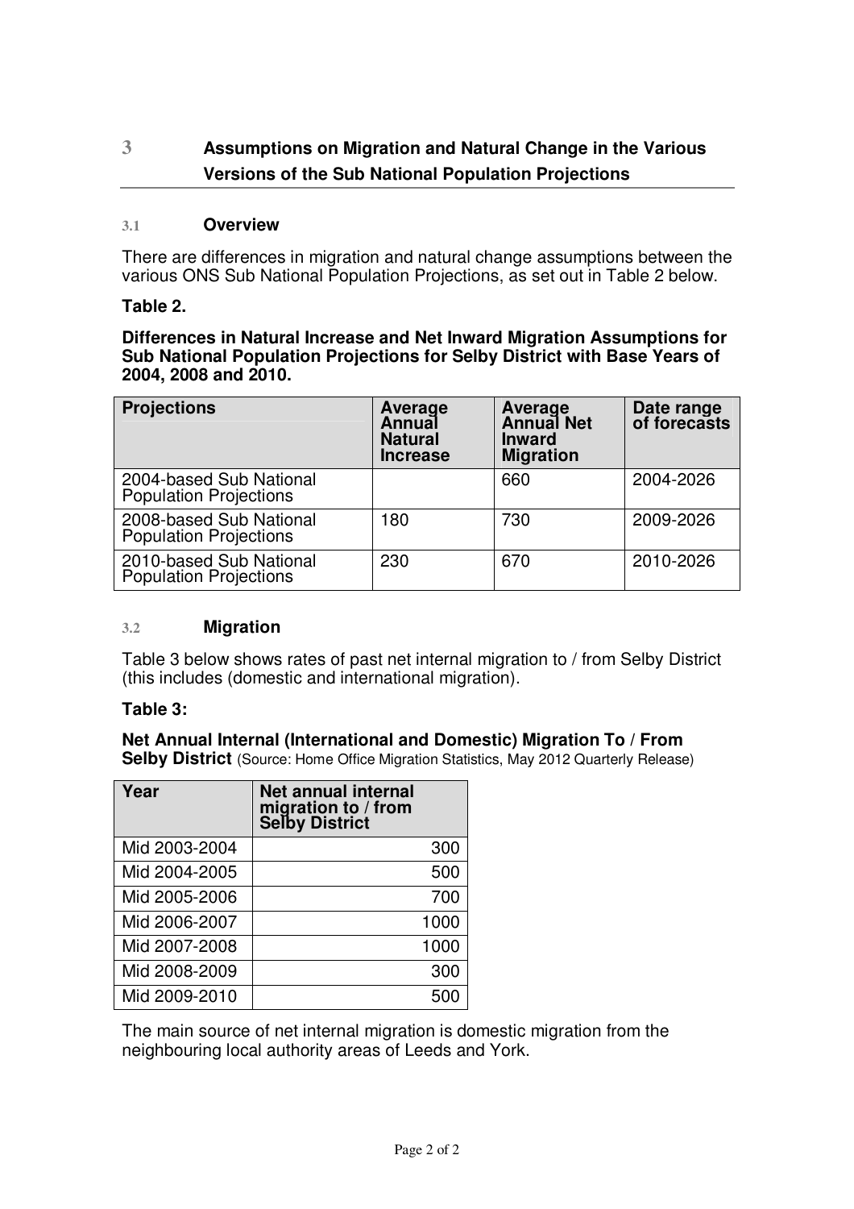## 3 Assumptions on Migration and Natural Change in the Various Versions of the Sub National Population Projections

### 3.1 Overview

There are differences in migration and natural change assumptions between the various ONS Sub National Population Projections, as set out in Table 2 below.

**Table 2.**

**Differences in Natural Increase and Net Inward Migration Assumptions for Sub National Population Projections for Selby District with Base Years of 2004, 2008 and 2010.**

| Projections | Average Annual Natural Increase | Average Annual Net Inward Migration | Date range of forecasts |
|---|---|---|---|
| 2004-based Sub National Population Projections | | 660 | 2004-2026 |
| 2008-based Sub National Population Projections | 180 | 730 | 2009-2026 |
| 2010-based Sub National Population Projections | 230 | 670 | 2010-2026 |

### 3.2 Migration

Table 3 below shows rates of past net internal migration to / from Selby District (this includes (domestic and international migration).

**Table 3:**

**Net Annual Internal (International and Domestic) Migration To / From Selby District** (Source: Home Office Migration Statistics, May 2012 Quarterly Release)

| Year | Net annual internal migration to / from Selby District |
|---|---:|
| Mid 2003-2004 | 300 |
| Mid 2004-2005 | 500 |
| Mid 2005-2006 | 700 |
| Mid 2006-2007 | 1000 |
| Mid 2007-2008 | 1000 |
| Mid 2008-2009 | 300 |
| Mid 2009-2010 | 500 |

The main source of net internal migration is domestic migration from the neighbouring local authority areas of Leeds and York.